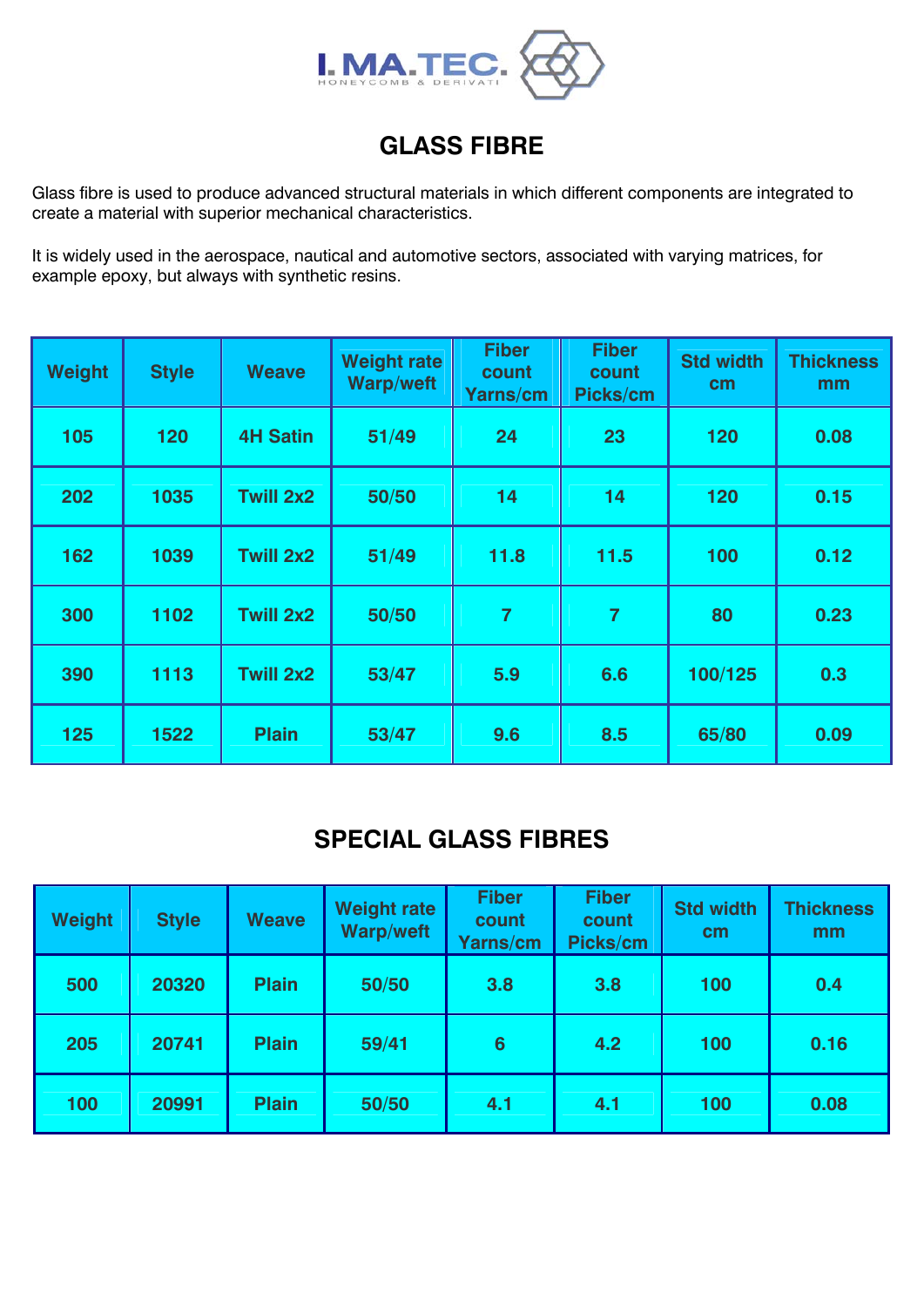I. MA.TEC.
HONEYCOMB & DERIVATI

# GLASS FIBRE

Glass fibre is used to produce advanced structural materials in which different components are integrated to create a material with superior mechanical characteristics.

It is widely used in the aerospace, nautical and automotive sectors, associated with varying matrices, for example epoxy, but always with synthetic resins.

| Weight | Style | Weave | Weight rate Warp/weft | Fiber count Yarns/cm | Fiber count Picks/cm | Std width cm | Thickness mm |
|---|---|---|---|---|---|---|---|
| 105 | 120 | 4H Satin | 51/49 | 24 | 23 | 120 | 0.08 |
| 202 | 1035 | Twill 2x2 | 50/50 | 14 | 14 | 120 | 0.15 |
| 162 | 1039 | Twill 2x2 | 51/49 | 11.8 | 11.5 | 100 | 0.12 |
| 300 | 1102 | Twill 2x2 | 50/50 | 7 | 7 | 80 | 0.23 |
| 390 | 1113 | Twill 2x2 | 53/47 | 5.9 | 6.6 | 100/125 | 0.3 |
| 125 | 1522 | Plain | 53/47 | 9.6 | 8.5 | 65/80 | 0.09 |

# SPECIAL GLASS FIBRES

| Weight | Style | Weave | Weight rate Warp/weft | Fiber count Yarns/cm | Fiber count Picks/cm | Std width cm | Thickness mm |
|---|---|---|---|---|---|---|---|
| 500 | 20320 | Plain | 50/50 | 3.8 | 3.8 | 100 | 0.4 |
| 205 | 20741 | Plain | 59/41 | 6 | 4.2 | 100 | 0.16 |
| 100 | 20991 | Plain | 50/50 | 4.1 | 4.1 | 100 | 0.08 |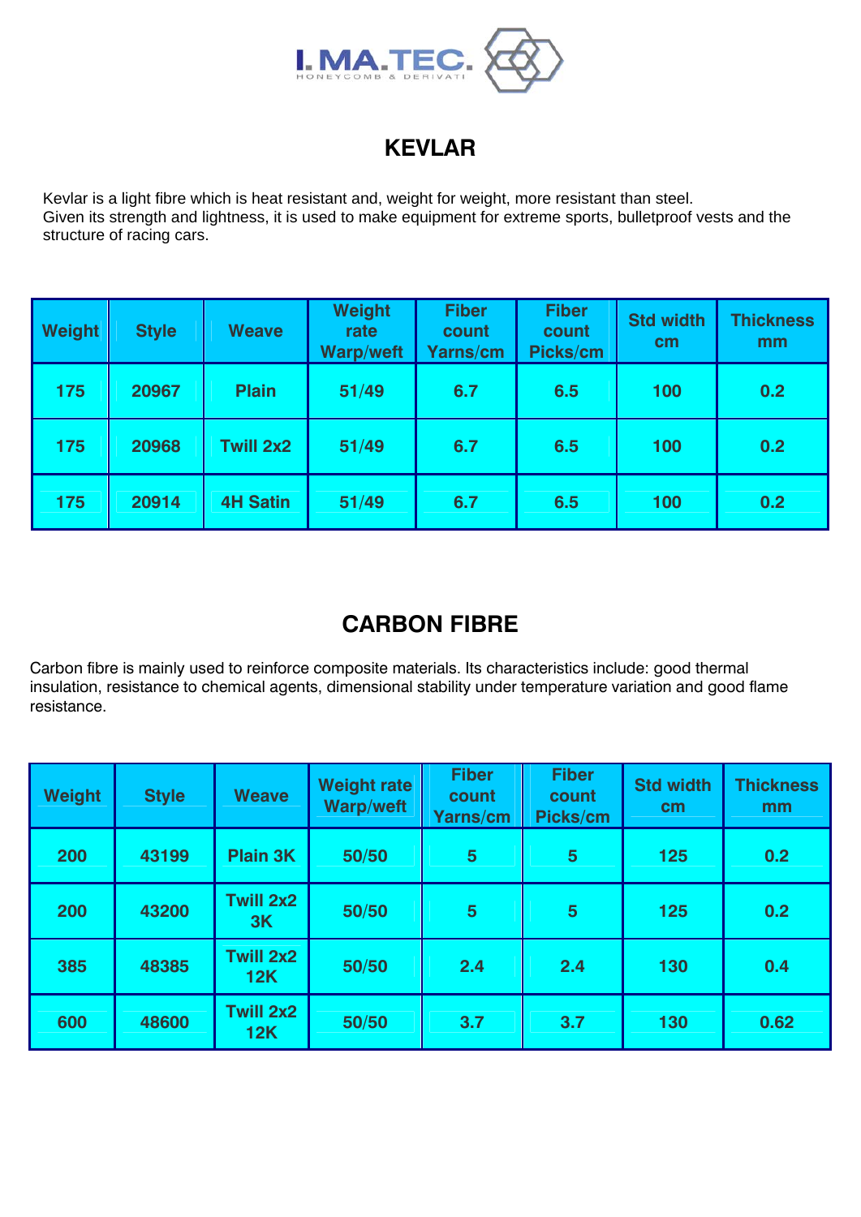# KEVLAR

Kevlar is a light fibre which is heat resistant and, weight for weight, more resistant than steel.
Given its strength and lightness, it is used to make equipment for extreme sports, bulletproof vests and the structure of racing cars.

| Weight | Style | Weave | Weight rate Warp/weft | Fiber count Yarns/cm | Fiber count Picks/cm | Std width cm | Thickness mm |
|---|---|---|---|---|---|---|---|
| 175 | 20967 | Plain | 51/49 | 6.7 | 6.5 | 100 | 0.2 |
| 175 | 20968 | Twill 2x2 | 51/49 | 6.7 | 6.5 | 100 | 0.2 |
| 175 | 20914 | 4H Satin | 51/49 | 6.7 | 6.5 | 100 | 0.2 |

# CARBON FIBRE

Carbon fibre is mainly used to reinforce composite materials. Its characteristics include: good thermal insulation, resistance to chemical agents, dimensional stability under temperature variation and good flame resistance.

| Weight | Style | Weave | Weight rate Warp/weft | Fiber count Yarns/cm | Fiber count Picks/cm | Std width cm | Thickness mm |
|---|---|---|---|---|---|---|---|
| 200 | 43199 | Plain 3K | 50/50 | 5 | 5 | 125 | 0.2 |
| 200 | 43200 | Twill 2x2 3K | 50/50 | 5 | 5 | 125 | 0.2 |
| 385 | 48385 | Twill 2x2 12K | 50/50 | 2.4 | 2.4 | 130 | 0.4 |
| 600 | 48600 | Twill 2x2 12K | 50/50 | 3.7 | 3.7 | 130 | 0.62 |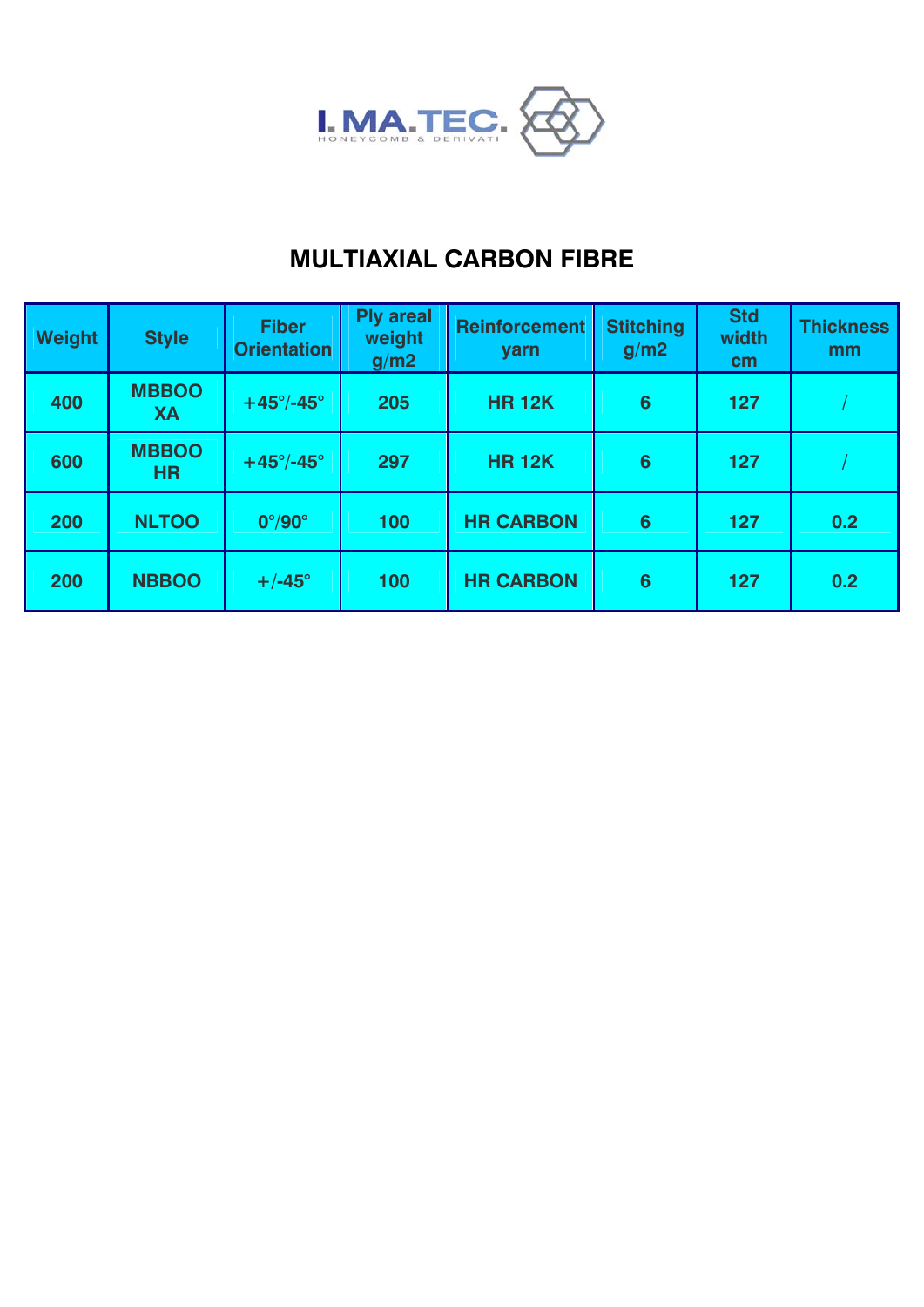I. MA.TEC.

HONEYCOMB & DERIVATI

## MULTIAXIAL CARBON FIBRE

| Weight | Style | Fiber Orientation | Ply areal weight g/m2 | Reinforcement yarn | Stitching g/m2 | Std width cm | Thickness mm |
|---|---|---|---|---|---|---|---|
| 400 | MBBOO XA | +45°/-45° | 205 | HR 12K | 6 | 127 | / |
| 600 | MBBOO HR | +45°/-45° | 297 | HR 12K | 6 | 127 | / |
| 200 | NLTOO | 0°/90° | 100 | HR CARBON | 6 | 127 | 0.2 |
| 200 | NBBOO | +/-45° | 100 | HR CARBON | 6 | 127 | 0.2 |